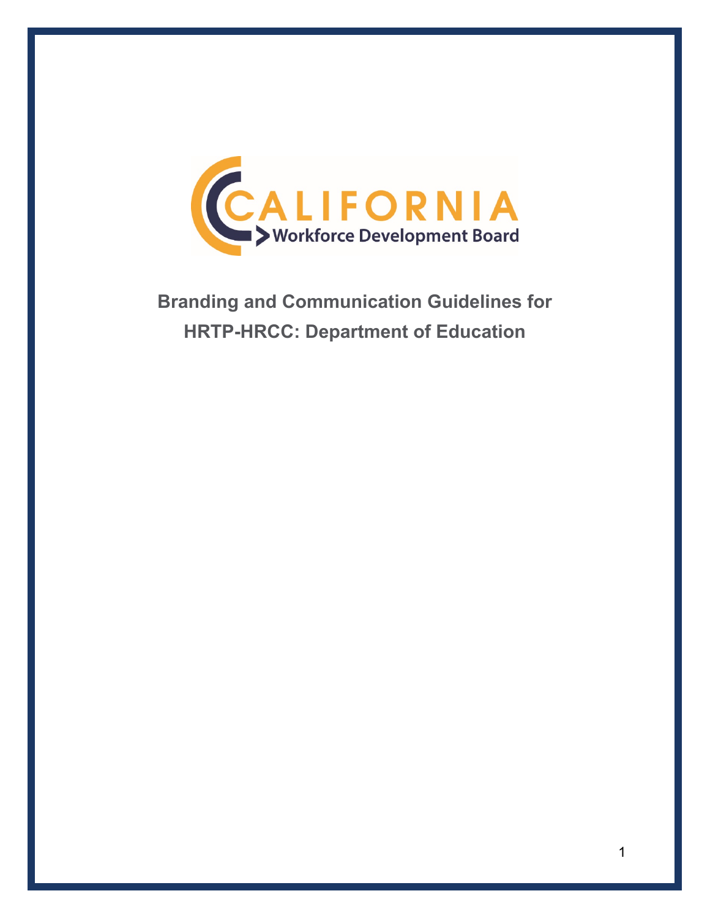# Branding and Communication Guidelines for HRTP-HRCC: Department of Education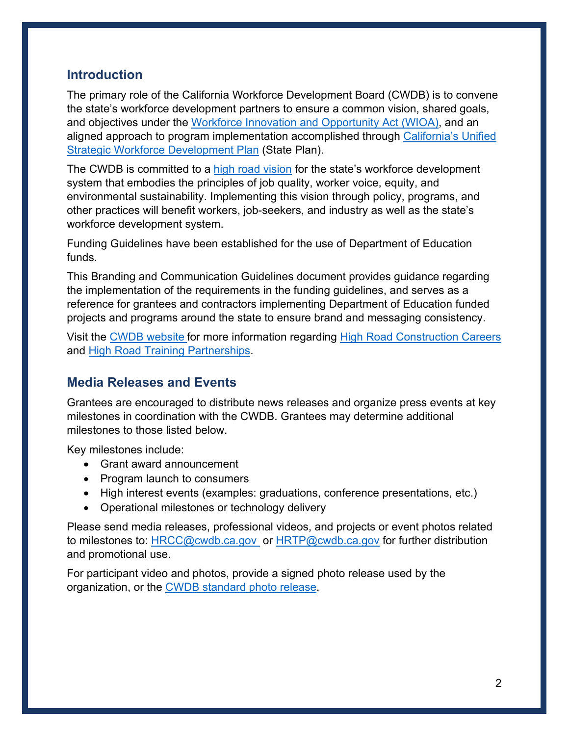## Introduction

The primary role of the California Workforce Development Board (CWDB) is to convene the state's workforce development partners to ensure a common vision, shared goals, and objectives under the Workforce Innovation and Opportunity Act (WIOA), and an aligned approach to program implementation accomplished through California's Unified Strategic Workforce Development Plan (State Plan).

The CWDB is committed to a high road vision for the state's workforce development system that embodies the principles of job quality, worker voice, equity, and environmental sustainability. Implementing this vision through policy, programs, and other practices will benefit workers, job-seekers, and industry as well as the state's workforce development system.

Funding Guidelines have been established for the use of Department of Education funds.

This Branding and Communication Guidelines document provides guidance regarding the implementation of the requirements in the funding guidelines, and serves as a reference for grantees and contractors implementing Department of Education funded projects and programs around the state to ensure brand and messaging consistency.

Visit the CWDB website for more information regarding High Road Construction Careers and High Road Training Partnerships.

## Media Releases and Events

Grantees are encouraged to distribute news releases and organize press events at key milestones in coordination with the CWDB. Grantees may determine additional milestones to those listed below.

Key milestones include:

- Grant award announcement
- Program launch to consumers
- High interest events (examples: graduations, conference presentations, etc.)
- Operational milestones or technology delivery

Please send media releases, professional videos, and projects or event photos related to milestones to: HRCC@cwdb.ca.gov or HRTP@cwdb.ca.gov for further distribution and promotional use.

For participant video and photos, provide a signed photo release used by the organization, or the CWDB standard photo release.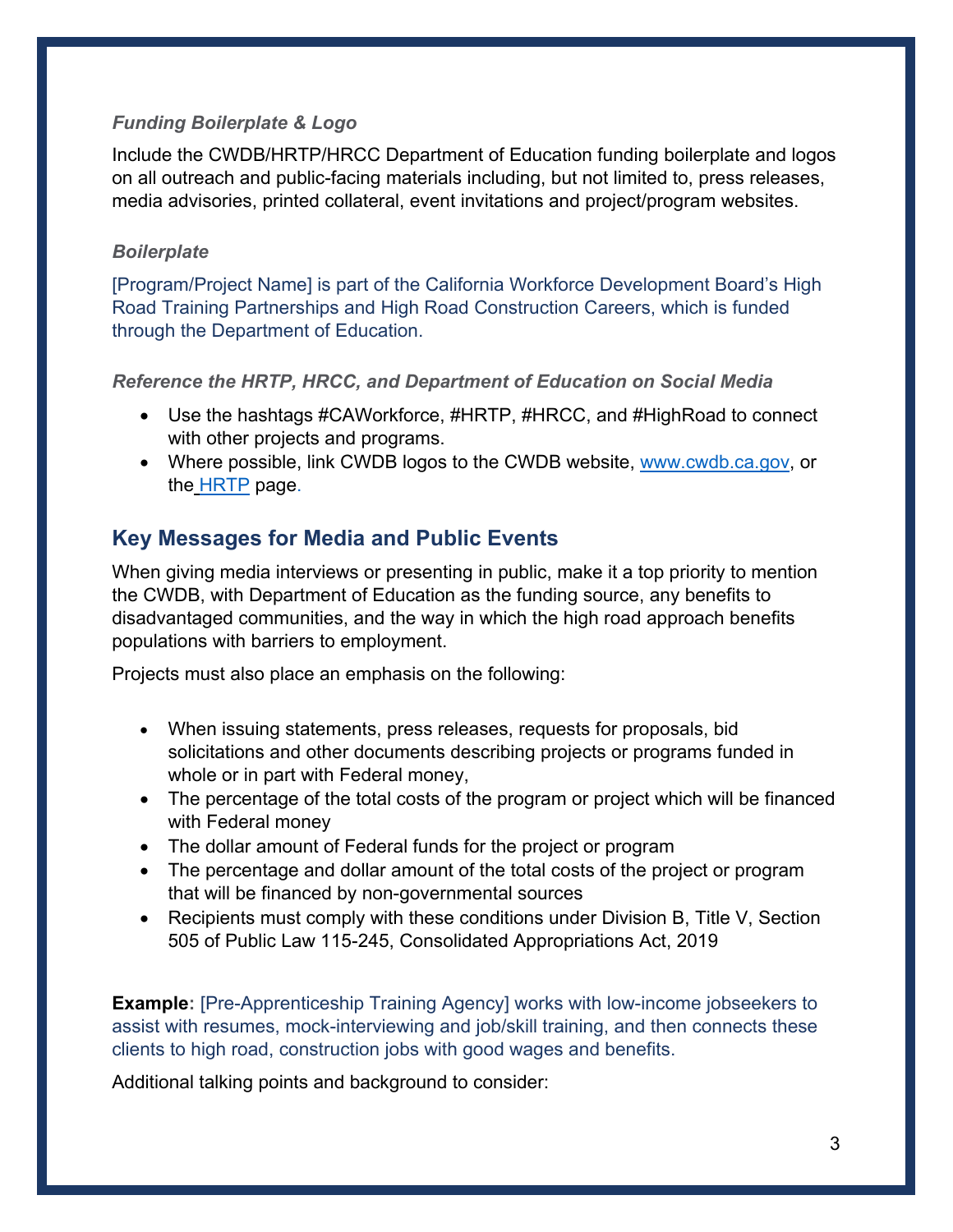*Funding Boilerplate & Logo*

Include the CWDB/HRTP/HRCC Department of Education funding boilerplate and logos on all outreach and public-facing materials including, but not limited to, press releases, media advisories, printed collateral, event invitations and project/program websites.

*Boilerplate*

[Program/Project Name] is part of the California Workforce Development Board's High Road Training Partnerships and High Road Construction Careers, which is funded through the Department of Education.

*Reference the HRTP, HRCC, and Department of Education on Social Media*

- Use the hashtags #CAWorkforce, #HRTP, #HRCC, and #HighRoad to connect with other projects and programs.
- Where possible, link CWDB logos to the CWDB website, www.cwdb.ca.gov, or the HRTP page.

## Key Messages for Media and Public Events

When giving media interviews or presenting in public, make it a top priority to mention the CWDB, with Department of Education as the funding source, any benefits to disadvantaged communities, and the way in which the high road approach benefits populations with barriers to employment.

Projects must also place an emphasis on the following:

- When issuing statements, press releases, requests for proposals, bid solicitations and other documents describing projects or programs funded in whole or in part with Federal money,
- The percentage of the total costs of the program or project which will be financed with Federal money
- The dollar amount of Federal funds for the project or program
- The percentage and dollar amount of the total costs of the project or program that will be financed by non-governmental sources
- Recipients must comply with these conditions under Division B, Title V, Section 505 of Public Law 115-245, Consolidated Appropriations Act, 2019

**Example**: [Pre-Apprenticeship Training Agency] works with low-income jobseekers to assist with resumes, mock-interviewing and job/skill training, and then connects these clients to high road, construction jobs with good wages and benefits.

Additional talking points and background to consider: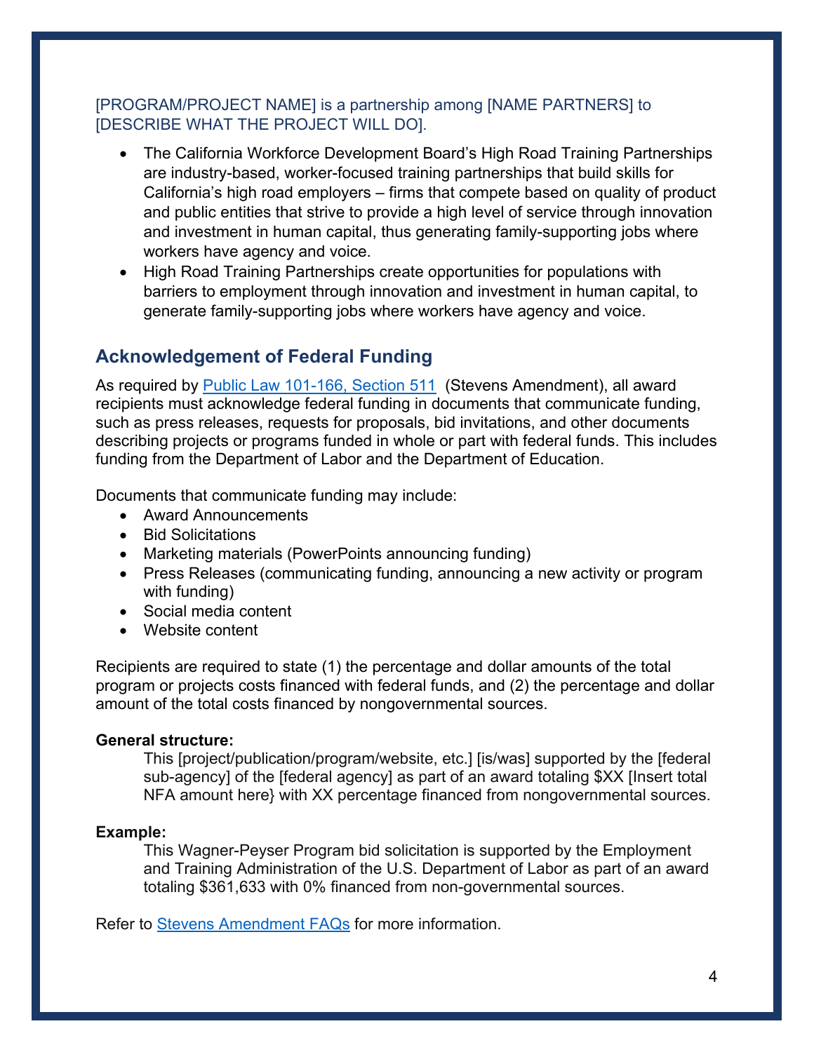[PROGRAM/PROJECT NAME] is a partnership among [NAME PARTNERS] to [DESCRIBE WHAT THE PROJECT WILL DO].

- The California Workforce Development Board's High Road Training Partnerships are industry-based, worker-focused training partnerships that build skills for California's high road employers – firms that compete based on quality of product and public entities that strive to provide a high level of service through innovation and investment in human capital, thus generating family-supporting jobs where workers have agency and voice.
- High Road Training Partnerships create opportunities for populations with barriers to employment through innovation and investment in human capital, to generate family-supporting jobs where workers have agency and voice.

## Acknowledgement of Federal Funding

As required by Public Law 101-166, Section 511 (Stevens Amendment), all award recipients must acknowledge federal funding in documents that communicate funding, such as press releases, requests for proposals, bid invitations, and other documents describing projects or programs funded in whole or part with federal funds. This includes funding from the Department of Labor and the Department of Education.

Documents that communicate funding may include:

- Award Announcements
- Bid Solicitations
- Marketing materials (PowerPoints announcing funding)
- Press Releases (communicating funding, announcing a new activity or program with funding)
- Social media content
- Website content

Recipients are required to state (1) the percentage and dollar amounts of the total program or projects costs financed with federal funds, and (2) the percentage and dollar amount of the total costs financed by nongovernmental sources.

**General structure:**

> This [project/publication/program/website, etc.] [is/was] supported by the [federal sub-agency] of the [federal agency] as part of an award totaling $XX [Insert total NFA amount here} with XX percentage financed from nongovernmental sources.

**Example:**

> This Wagner-Peyser Program bid solicitation is supported by the Employment and Training Administration of the U.S. Department of Labor as part of an award totaling $361,633 with 0% financed from non-governmental sources.

Refer to Stevens Amendment FAQs for more information.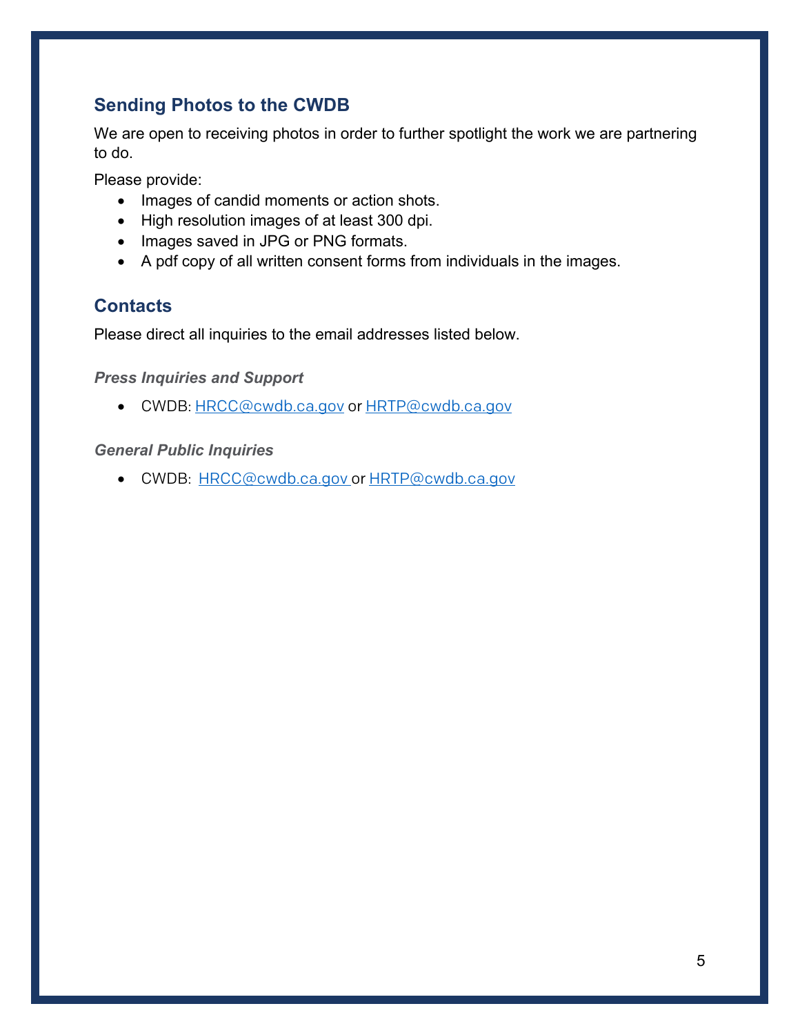## Sending Photos to the CWDB

We are open to receiving photos in order to further spotlight the work we are partnering to do.

Please provide:

- Images of candid moments or action shots.
- High resolution images of at least 300 dpi.
- Images saved in JPG or PNG formats.
- A pdf copy of all written consent forms from individuals in the images.

## Contacts

Please direct all inquiries to the email addresses listed below.

### *Press Inquiries and Support*

- CWDB: HRCC@cwdb.ca.gov or HRTP@cwdb.ca.gov

### *General Public Inquiries*

- CWDB: HRCC@cwdb.ca.gov or HRTP@cwdb.ca.gov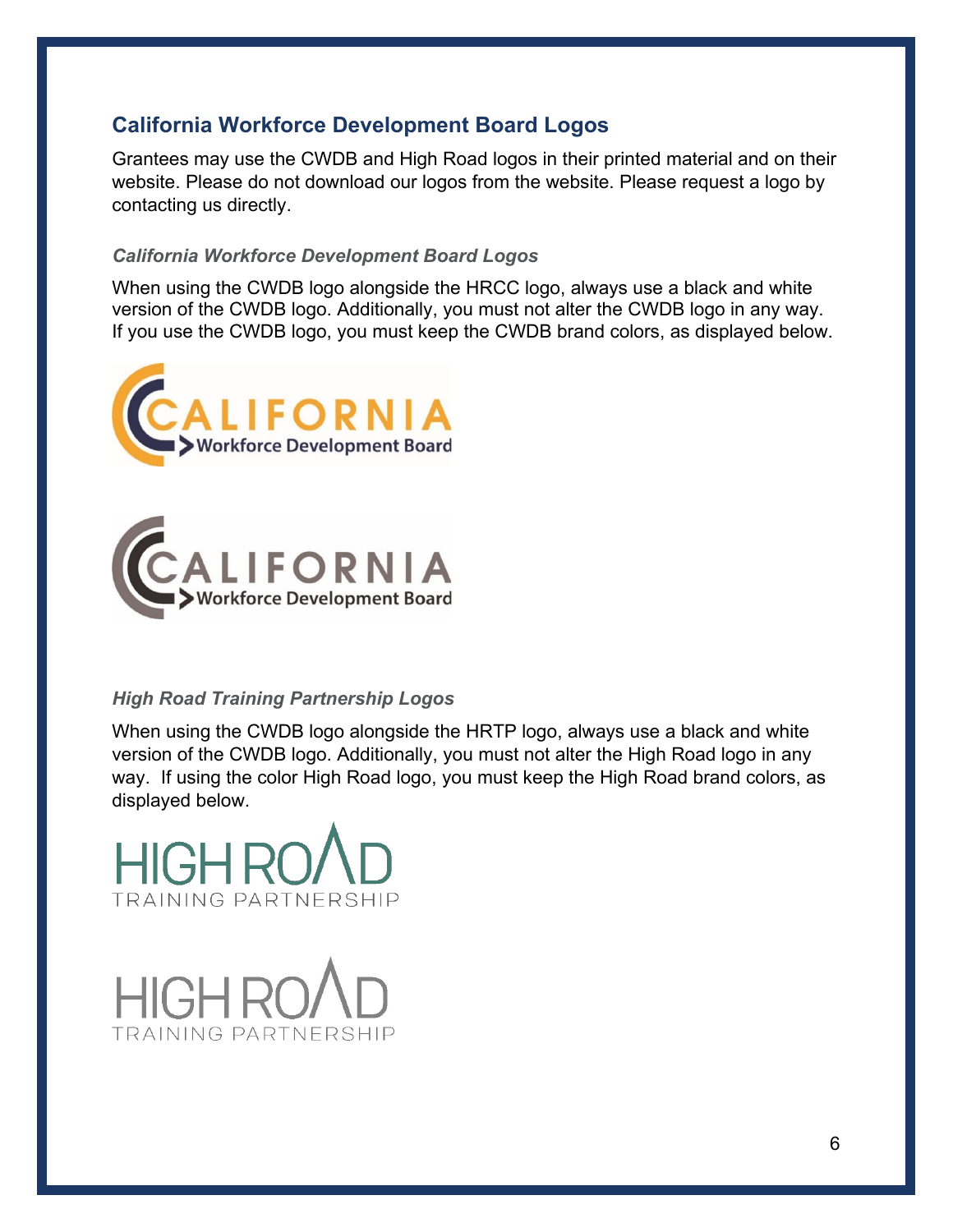## California Workforce Development Board Logos

Grantees may use the CWDB and High Road logos in their printed material and on their website. Please do not download our logos from the website. Please request a logo by contacting us directly.

### *California Workforce Development Board Logos*

When using the CWDB logo alongside the HRCC logo, always use a black and white version of the CWDB logo. Additionally, you must not alter the CWDB logo in any way. If you use the CWDB logo, you must keep the CWDB brand colors, as displayed below.

CALIFORNIA Workforce Development Board

CALIFORNIA Workforce Development Board

### *High Road Training Partnership Logos*

When using the CWDB logo alongside the HRTP logo, always use a black and white version of the CWDB logo. Additionally, you must not alter the High Road logo in any way. If using the color High Road logo, you must keep the High Road brand colors, as displayed below.

HIGH ROAD TRAINING PARTNERSHIP

HIGH ROAD TRAINING PARTNERSHIP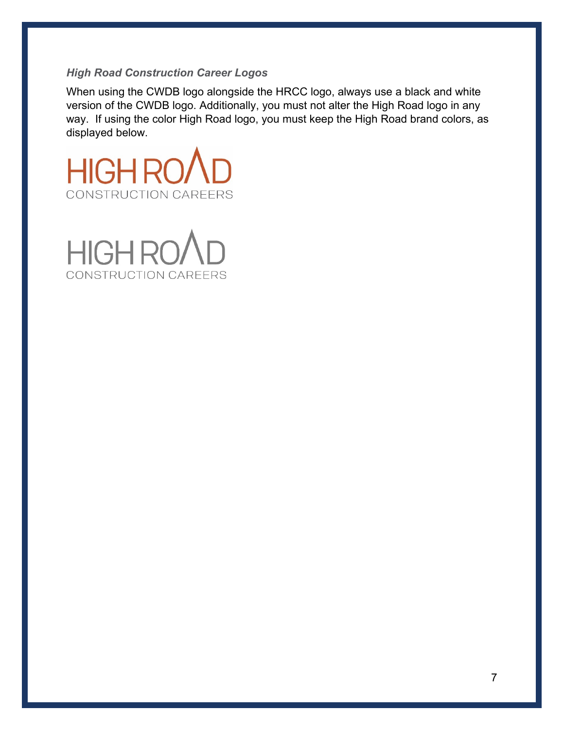### *High Road Construction Career Logos*

When using the CWDB logo alongside the HRCC logo, always use a black and white version of the CWDB logo. Additionally, you must not alter the High Road logo in any way. If using the color High Road logo, you must keep the High Road brand colors, as displayed below.

HIGH ROAD
CONSTRUCTION CAREERS

HIGH ROAD
CONSTRUCTION CAREERS